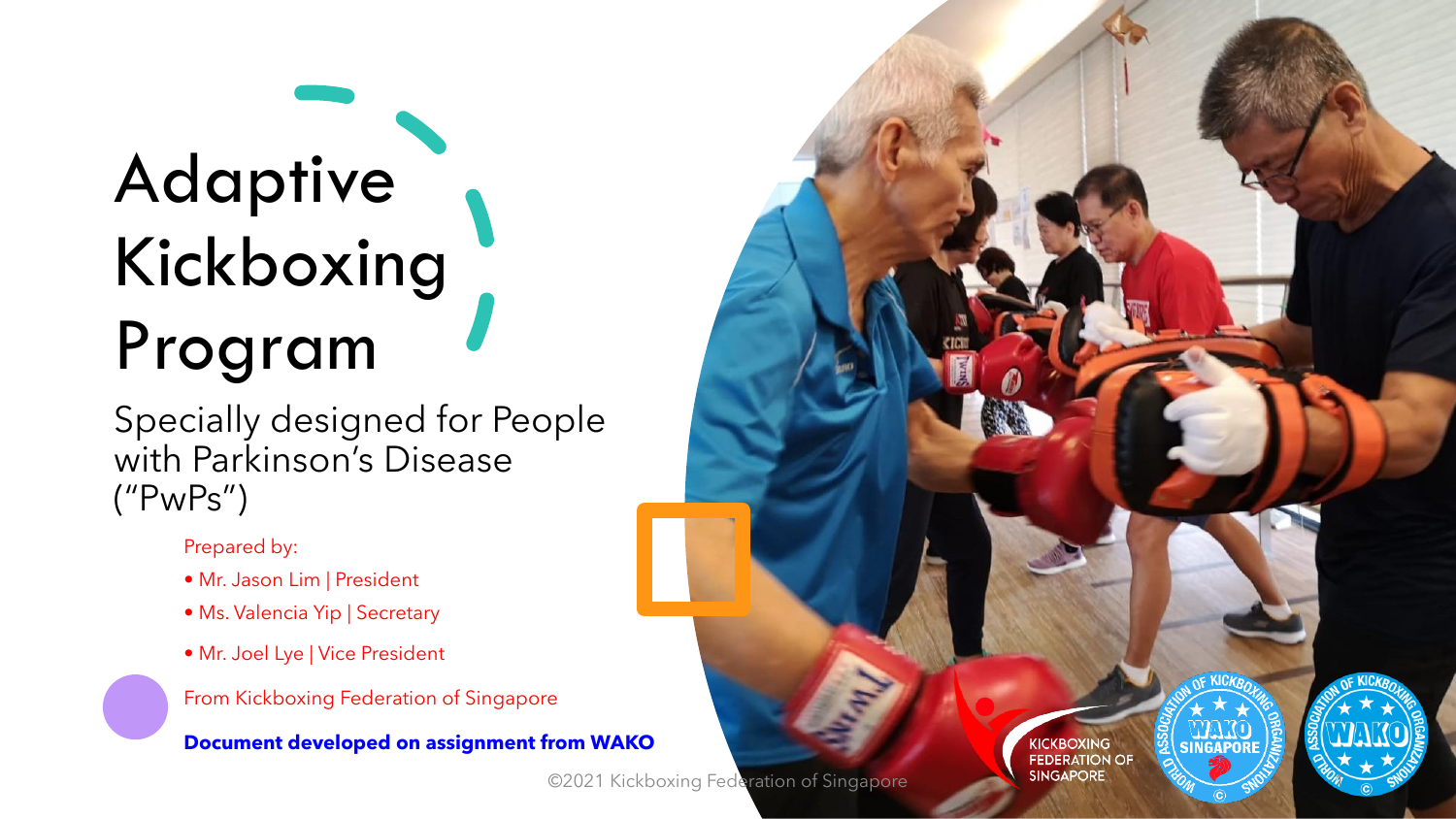# Adaptive Kickboxing Program

Specially designed for People with Parkinson's Disease ("PwPs")

Prepared by:

- Mr. Jason Lim | President
- Ms. Valencia Yip | Secretary
- Mr. Joel Lye | Vice President

From Kickboxing Federation of Singapore

**Document developed on assignment from WAKO**

©2021 Kickboxing Federation of Singapore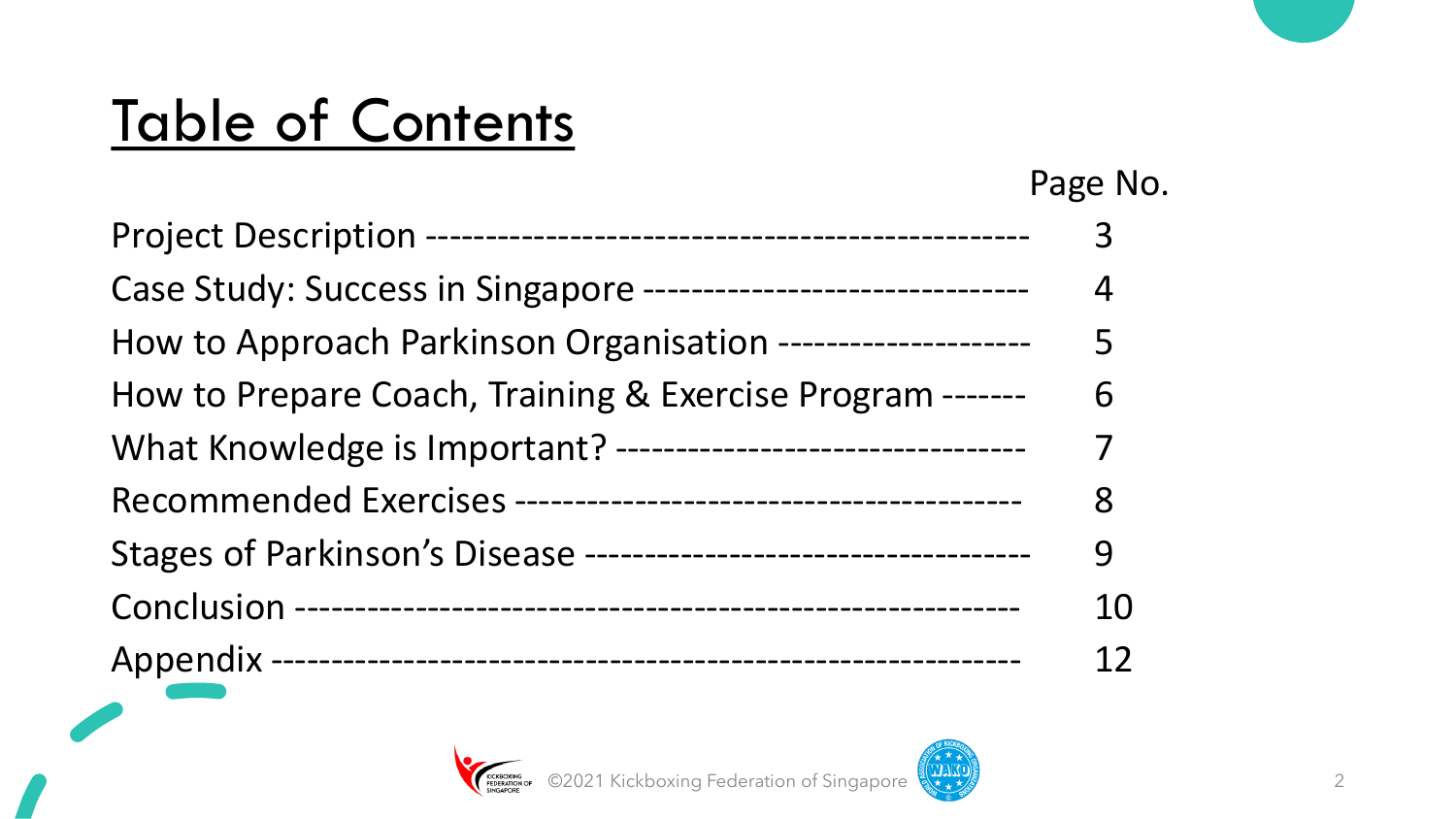# Table of Contents

| | Page No. |
|---|---|
| Project Description | 3 |
| Case Study: Success in Singapore | 4 |
| How to Approach Parkinson Organisation | 5 |
| How to Prepare Coach, Training & Exercise Program | 6 |
| What Knowledge is Important? | 7 |
| Recommended Exercises | 8 |
| Stages of Parkinson's Disease | 9 |
| Conclusion | 10 |
| Appendix | 12 |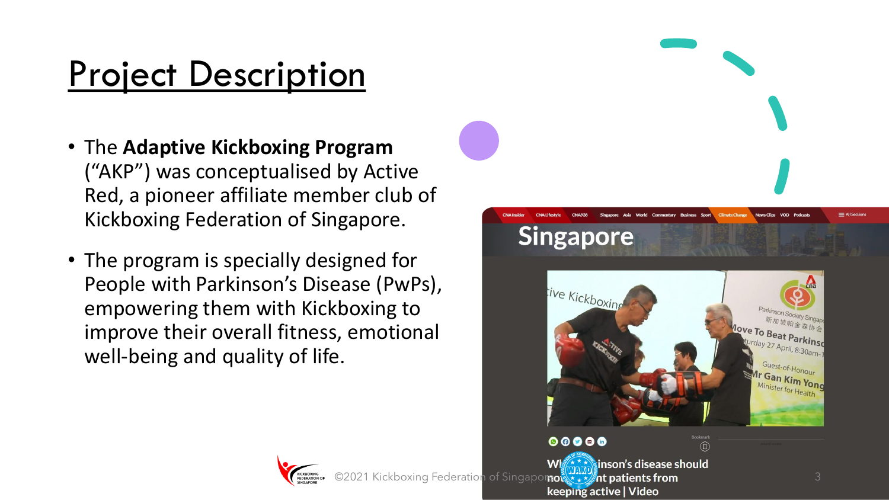# Project Description

- The **Adaptive Kickboxing Program** ("AKP") was conceptualised by Active Red, a pioneer affiliate member club of Kickboxing Federation of Singapore.
- The program is specially designed for People with Parkinson's Disease (PwPs), empowering them with Kickboxing to improve their overall fitness, emotional well-being and quality of life.

©2021 Kickboxing Federation of Singapore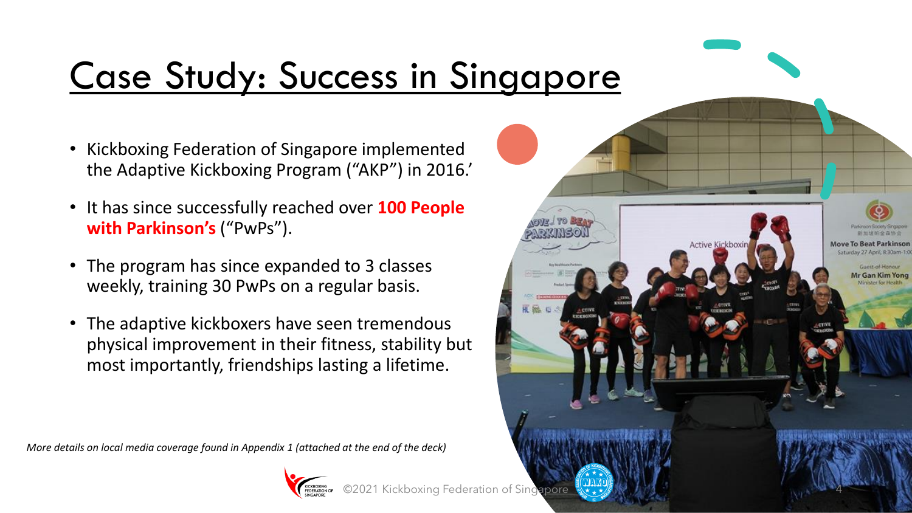# Case Study: Success in Singapore

- Kickboxing Federation of Singapore implemented the Adaptive Kickboxing Program ("AKP") in 2016.'
- It has since successfully reached over **100 People with Parkinson's** ("PwPs").
- The program has since expanded to 3 classes weekly, training 30 PwPs on a regular basis.
- The adaptive kickboxers have seen tremendous physical improvement in their fitness, stability but most importantly, friendships lasting a lifetime.

*More details on local media coverage found in Appendix 1 (attached at the end of the deck)*

©2021 Kickboxing Federation of Singapore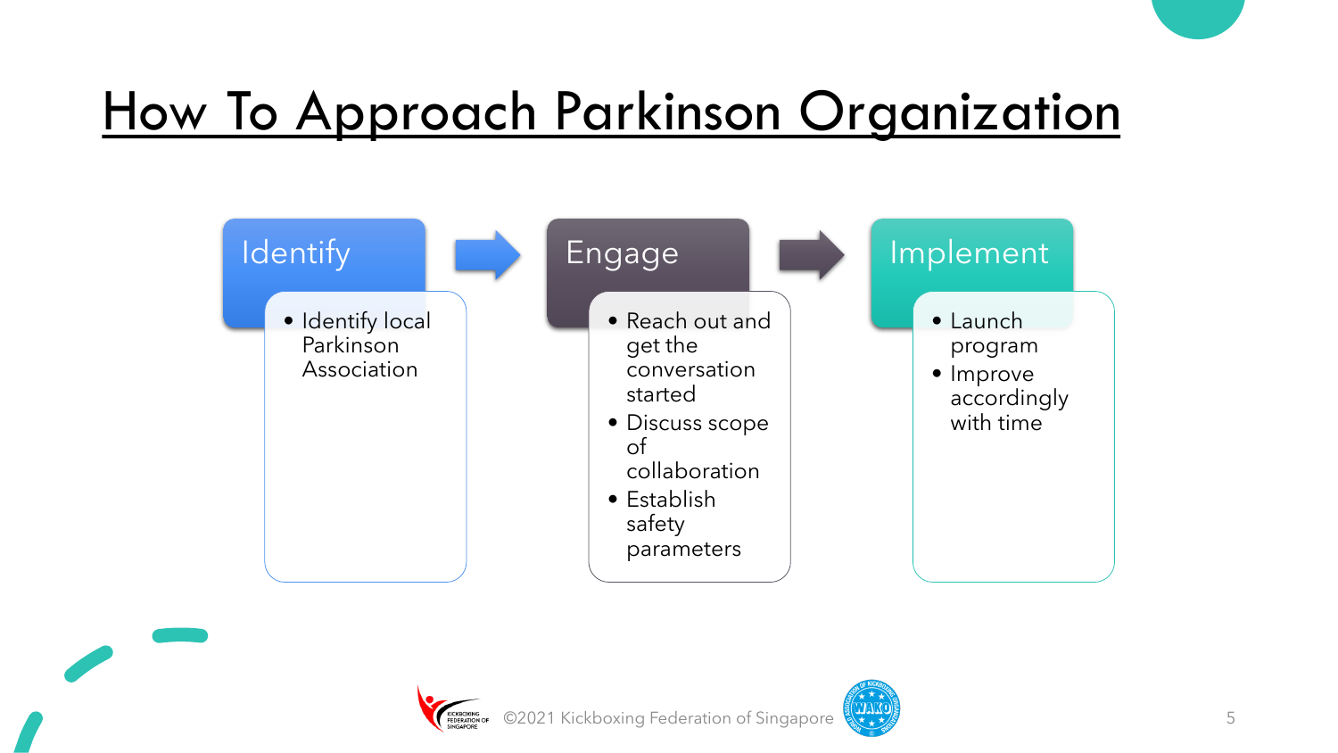# How To Approach Parkinson Organization

### Identify

- Identify local Parkinson Association

### Engage

- Reach out and get the conversation started
- Discuss scope of collaboration
- Establish safety parameters

### Implement

- Launch program
- Improve accordingly with time

©2021 Kickboxing Federation of Singapore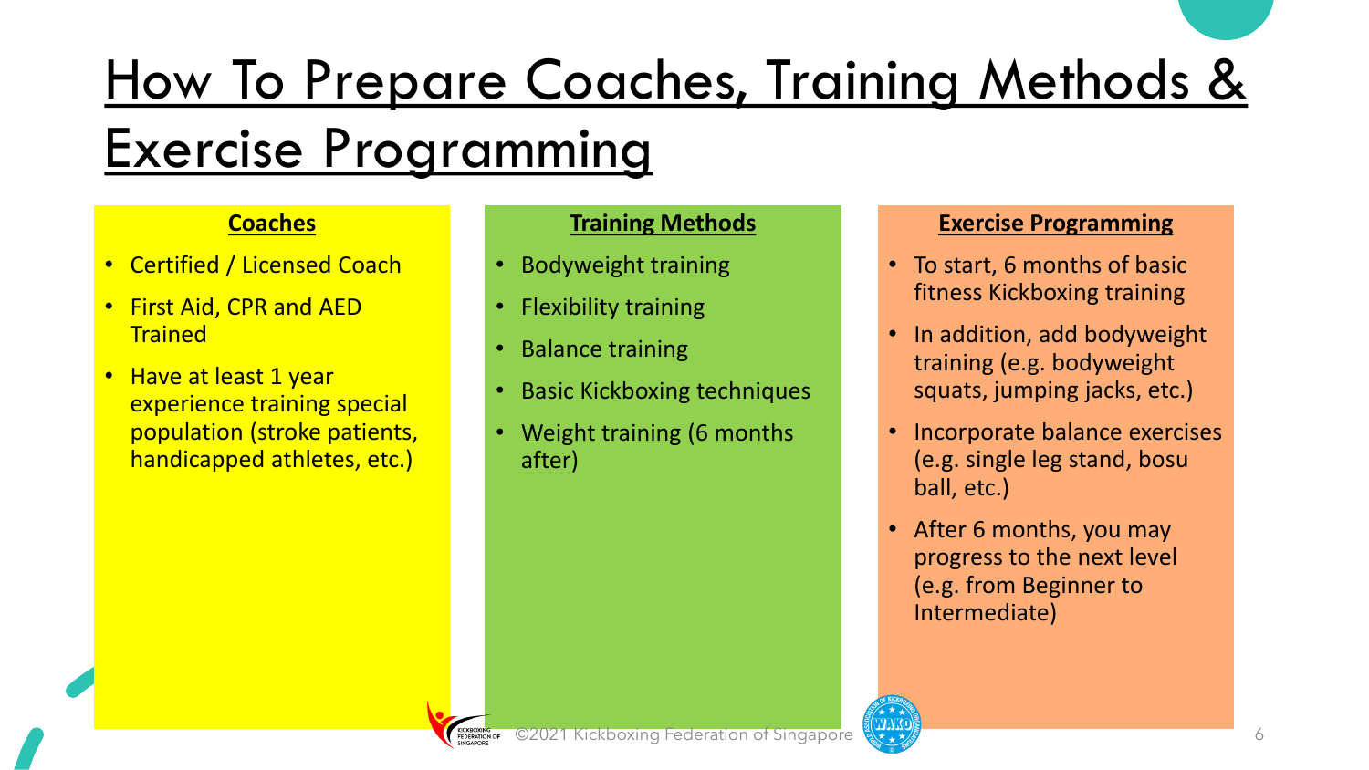# How To Prepare Coaches, Training Methods & Exercise Programming

## Coaches

- Certified / Licensed Coach
- First Aid, CPR and AED Trained
- Have at least 1 year experience training special population (stroke patients, handicapped athletes, etc.)

## Training Methods

- Bodyweight training
- Flexibility training
- Balance training
- Basic Kickboxing techniques
- Weight training (6 months after)

## Exercise Programming

- To start, 6 months of basic fitness Kickboxing training
- In addition, add bodyweight training (e.g. bodyweight squats, jumping jacks, etc.)
- Incorporate balance exercises (e.g. single leg stand, bosu ball, etc.)
- After 6 months, you may progress to the next level (e.g. from Beginner to Intermediate)

©2021 Kickboxing Federation of Singapore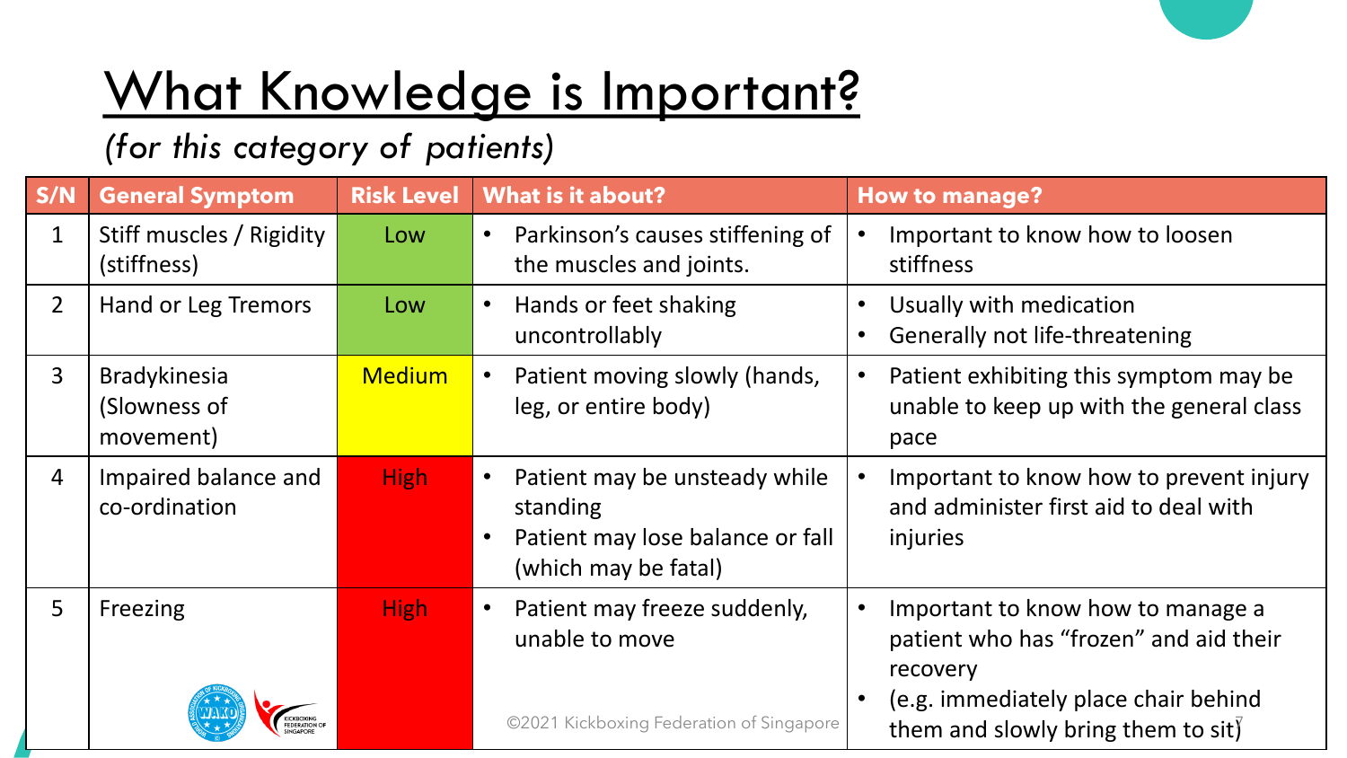# What Knowledge is Important?

*(for this category of patients)*

| S/N | General Symptom | Risk Level | What is it about? | How to manage? |
|---|---|---|---|---|
| 1 | Stiff muscles / Rigidity (stiffness) | Low | • Parkinson's causes stiffening of the muscles and joints. | • Important to know how to loosen stiffness |
| 2 | Hand or Leg Tremors | Low | • Hands or feet shaking uncontrollably | • Usually with medication<br>• Generally not life-threatening |
| 3 | Bradykinesia (Slowness of movement) | Medium | • Patient moving slowly (hands, leg, or entire body) | • Patient exhibiting this symptom may be unable to keep up with the general class pace |
| 4 | Impaired balance and co-ordination | High | • Patient may be unsteady while standing<br>• Patient may lose balance or fall (which may be fatal) | • Important to know how to prevent injury and administer first aid to deal with injuries |
| 5 | Freezing | High | • Patient may freeze suddenly, unable to move | • Important to know how to manage a patient who has "frozen" and aid their recovery<br>• (e.g. immediately place chair behind them and slowly bring them to sit) |

©2021 Kickboxing Federation of Singapore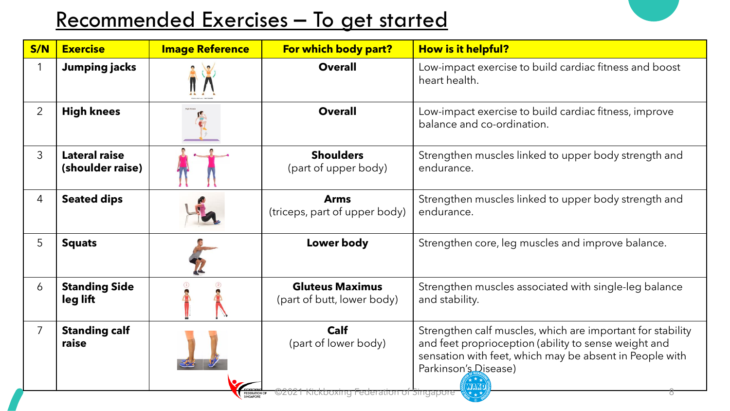# Recommended Exercises – To get started

| S/N | Exercise | Image Reference | For which body part? | How is it helpful? |
|---|---|---|---|---|
| 1 | **Jumping jacks** | | **Overall** | Low-impact exercise to build cardiac fitness and boost heart health. |
| 2 | **High knees** | | **Overall** | Low-impact exercise to build cardiac fitness, improve balance and co-ordination. |
| 3 | **Lateral raise (shoulder raise)** | | **Shoulders** (part of upper body) | Strengthen muscles linked to upper body strength and endurance. |
| 4 | **Seated dips** | | **Arms** (triceps, part of upper body) | Strengthen muscles linked to upper body strength and endurance. |
| 5 | **Squats** | | **Lower body** | Strengthen core, leg muscles and improve balance. |
| 6 | **Standing Side leg lift** | | **Gluteus Maximus** (part of butt, lower body) | Strengthen muscles associated with single-leg balance and stability. |
| 7 | **Standing calf raise** | | **Calf** (part of lower body) | Strengthen calf muscles, which are important for stability and feet proprioception (ability to sense weight and sensation with feet, which may be absent in People with Parkinson's Disease) |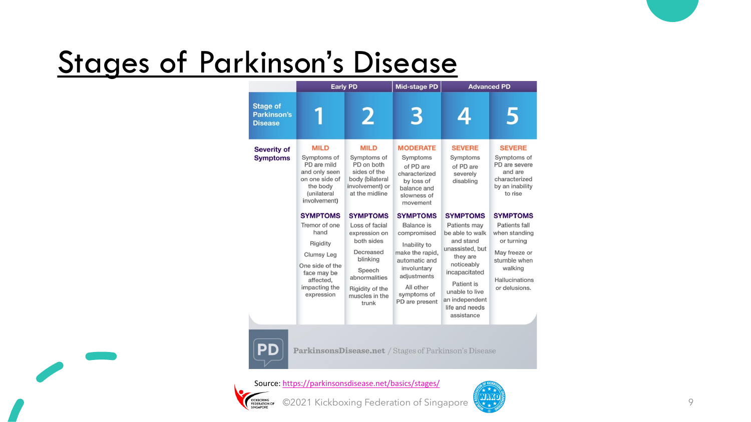# Stages of Parkinson's Disease

| | Early PD | | Mid-stage PD | Advanced PD | |
|---|---|---|---|---|---|
| **Stage of Parkinson's Disease** | 1 | 2 | 3 | 4 | 5 |
| **Severity of Symptoms** | **MILD** Symptoms of PD are mild and only seen on one side of the body (unilateral involvement) | **MILD** Symptoms of PD on both sides of the body (bilateral involvement) or at the midline | **MODERATE** Symptoms of PD are characterized by loss of balance and slowness of movement | **SEVERE** Symptoms of PD are severely disabling | **SEVERE** Symptoms of PD are severe and are characterized by an inability to rise |
| | **SYMPTOMS** Tremor of one hand; Rigidity; Clumsy Leg; One side of the face may be affected, impacting the expression | **SYMPTOMS** Loss of facial expression on both sides; Decreased blinking; Speech abnormalities; Rigidity of the muscles in the trunk | **SYMPTOMS** Balance is compromised; Inability to make the rapid, automatic and involuntary adjustments; All other symptoms of PD are present | **SYMPTOMS** Patients may be able to walk and stand unassisted, but they are noticeably incapacitated; Patient is unable to live an independent life and needs assistance | **SYMPTOMS** Patients fall when standing or turning; May freeze or stumble when walking; Hallucinations or delusions. |

ParkinsonsDisease.net / Stages of Parkinson's Disease

Source: https://parkinsonsdisease.net/basics/stages/

©2021 Kickboxing Federation of Singapore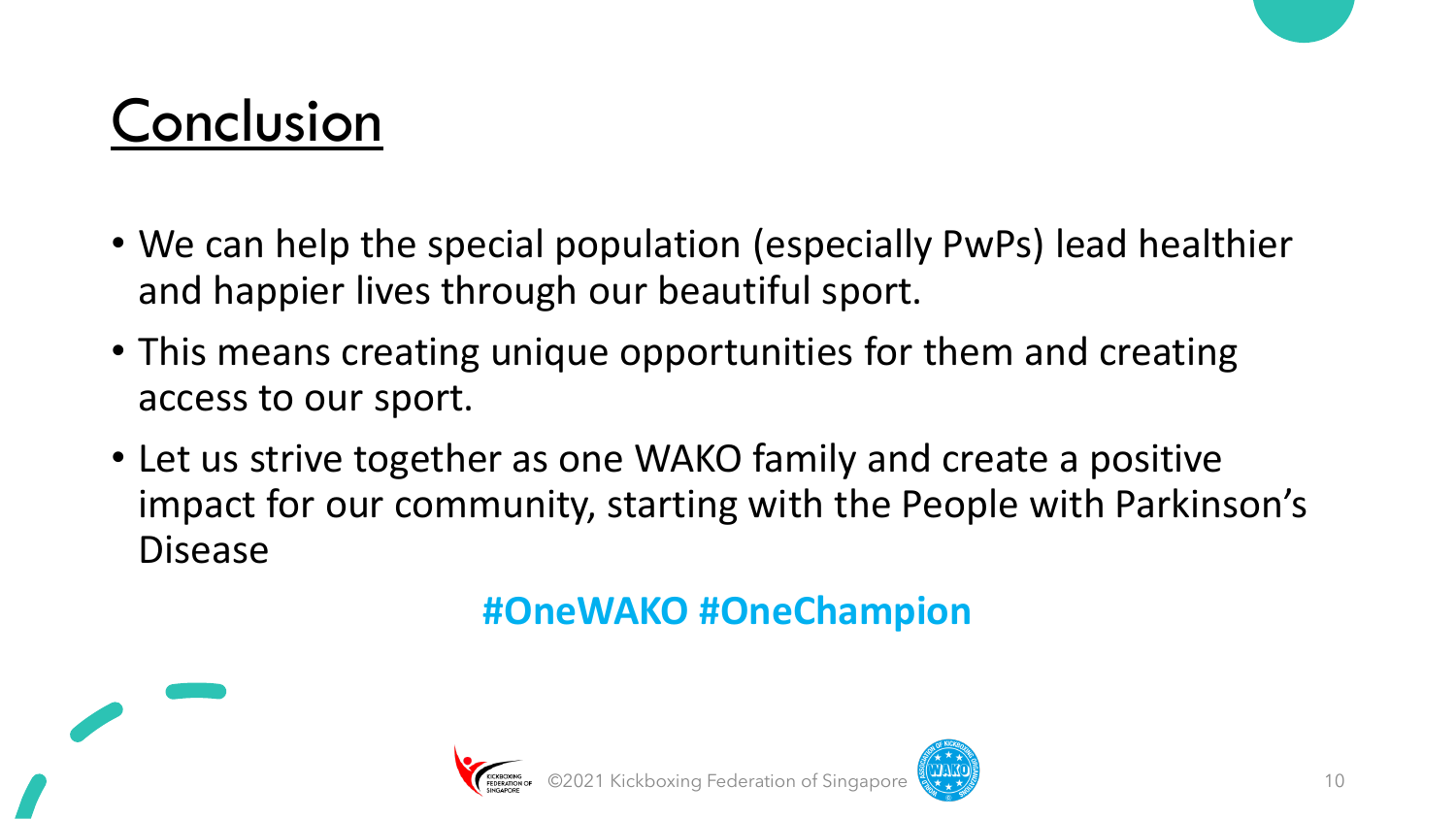# Conclusion

- We can help the special population (especially PwPs) lead healthier and happier lives through our beautiful sport.
- This means creating unique opportunities for them and creating access to our sport.
- Let us strive together as one WAKO family and create a positive impact for our community, starting with the People with Parkinson's Disease

**#OneWAKO #OneChampion**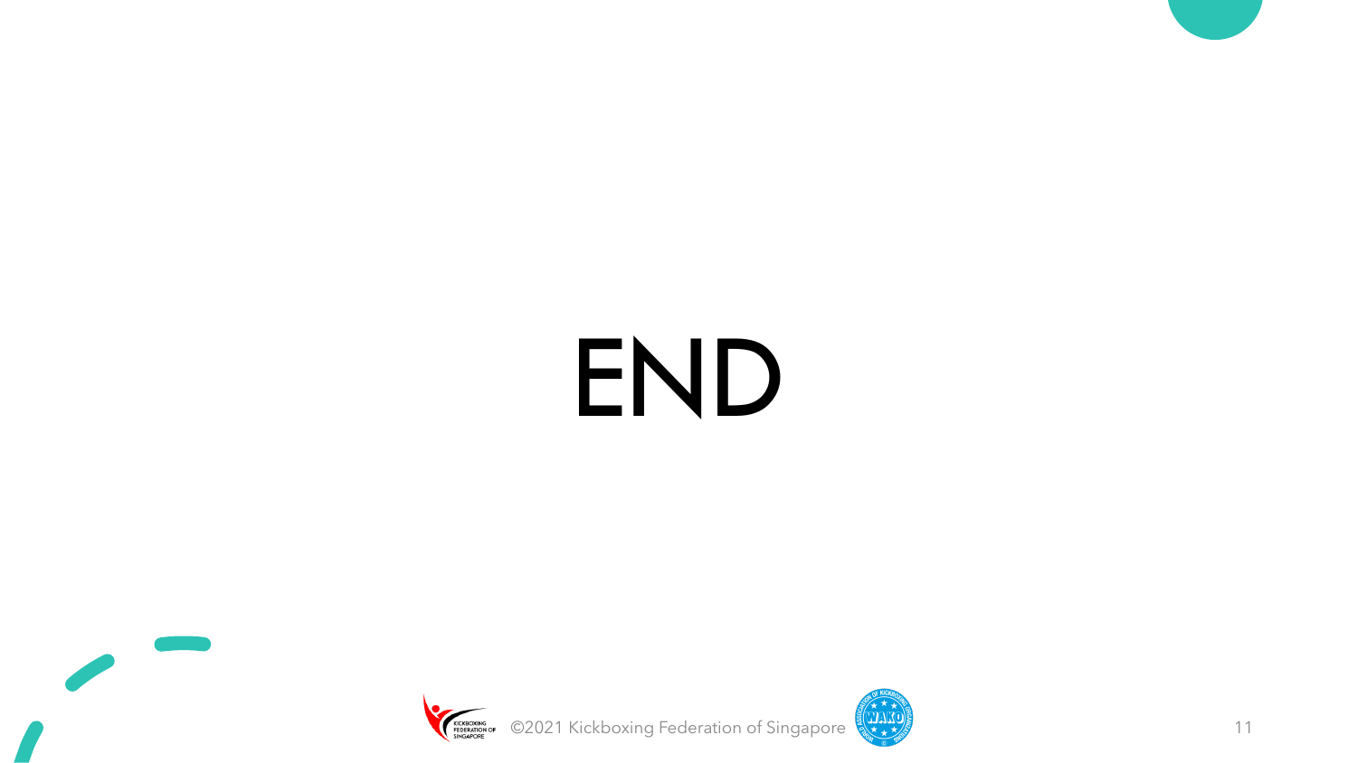# END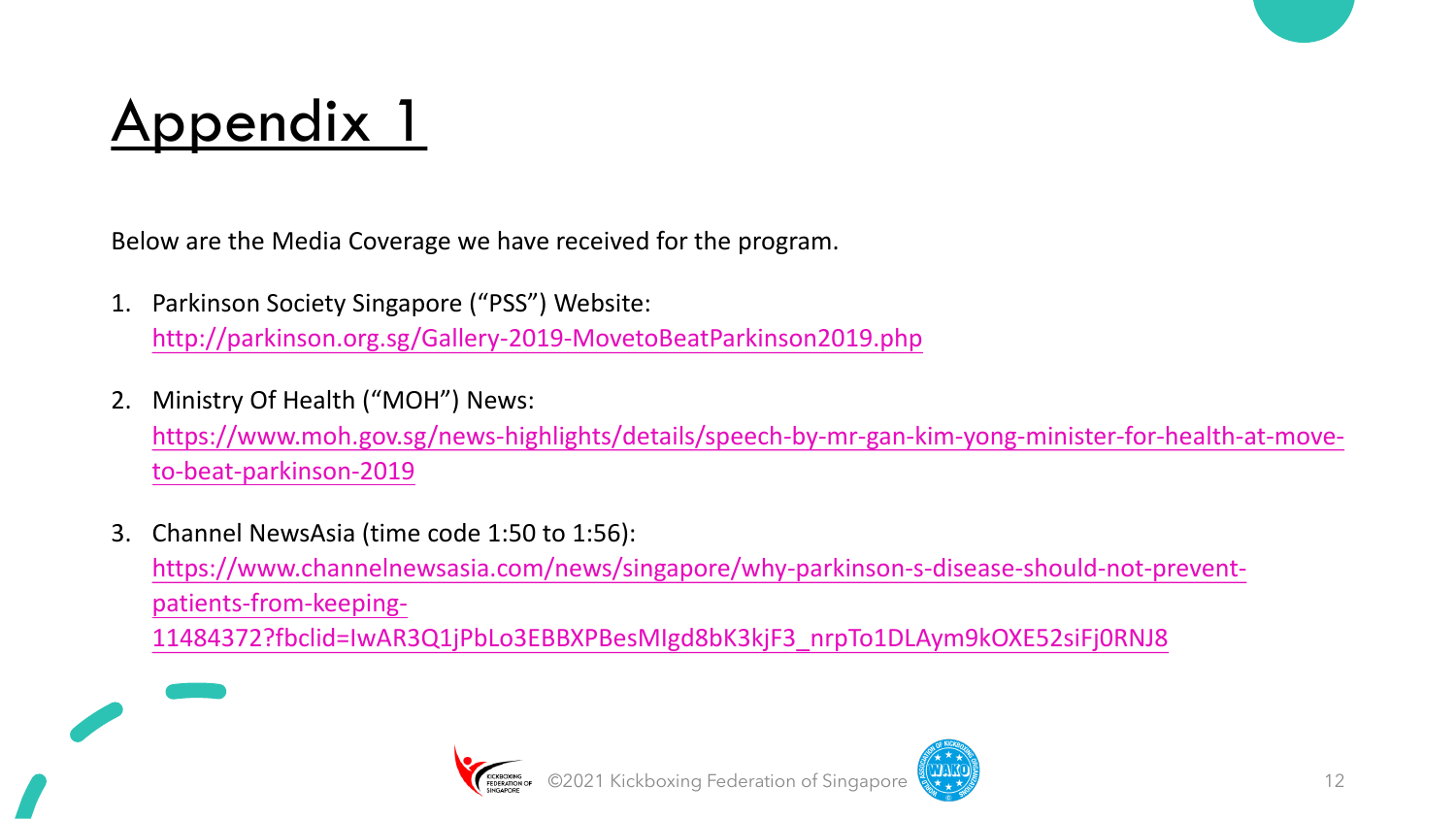# Appendix 1

Below are the Media Coverage we have received for the program.

1. Parkinson Society Singapore ("PSS") Website: http://parkinson.org.sg/Gallery-2019-MovetoBeatParkinson2019.php

2. Ministry Of Health ("MOH") News: https://www.moh.gov.sg/news-highlights/details/speech-by-mr-gan-kim-yong-minister-for-health-at-move-to-beat-parkinson-2019

3. Channel NewsAsia (time code 1:50 to 1:56): https://www.channelnewsasia.com/news/singapore/why-parkinson-s-disease-should-not-prevent-patients-from-keeping-11484372?fbclid=IwAR3Q1jPbLo3EBBXPBesMIgd8bK3kjF3_nrpTo1DLAym9kOXE52siFj0RNJ8